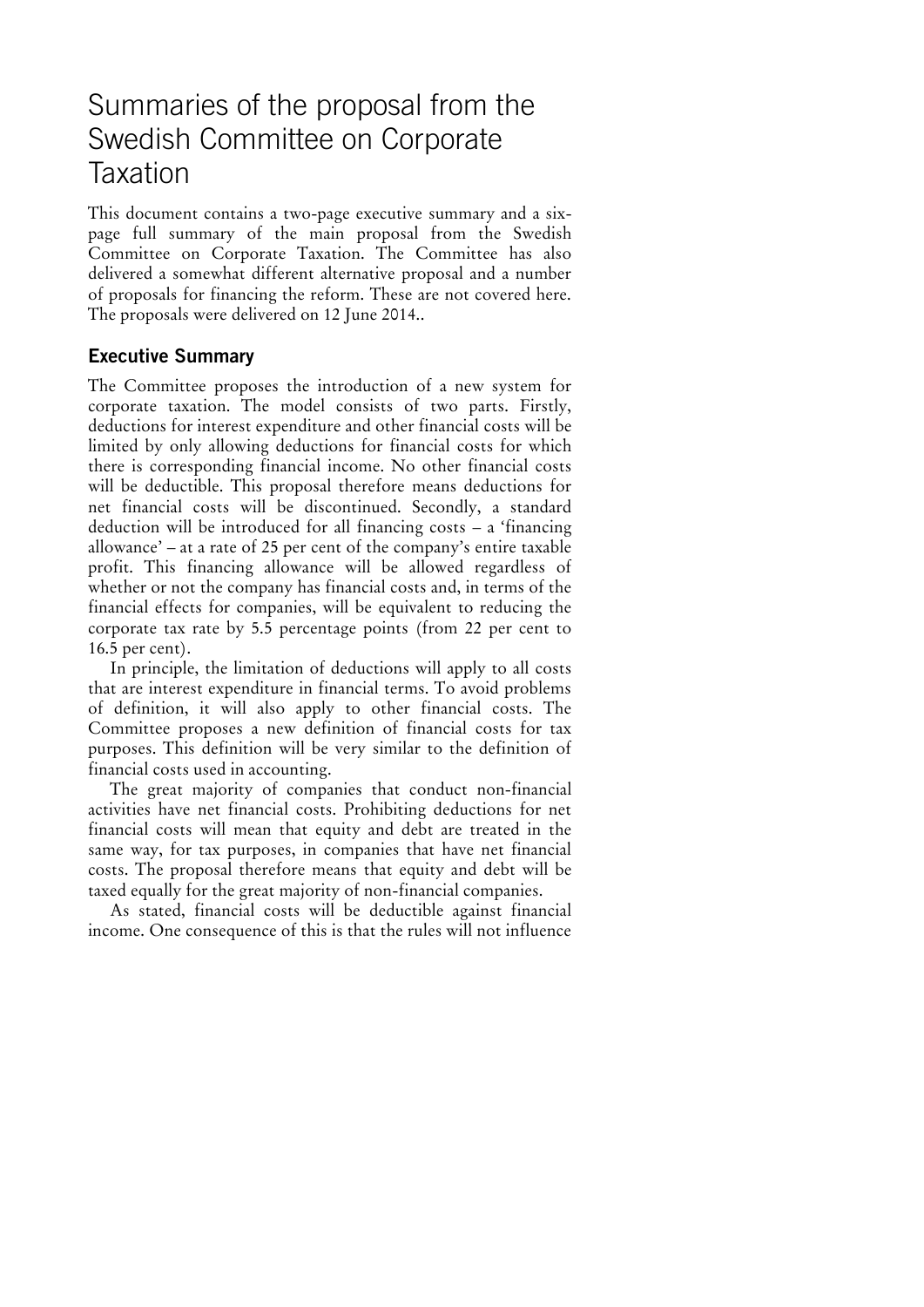# Summaries of the proposal from the Swedish Committee on Corporate Taxation

This document contains a two-page executive summary and a six-page full summary of the main proposal from the Swedish Committee on Corporate Taxation. The Committee has also delivered a somewhat different alternative proposal and a number of proposals for financing the reform. These are not covered here. The proposals were delivered on 12 June 2014..

## Executive Summary

The Committee proposes the introduction of a new system for corporate taxation. The model consists of two parts. Firstly, deductions for interest expenditure and other financial costs will be limited by only allowing deductions for financial costs for which there is corresponding financial income. No other financial costs will be deductible. This proposal therefore means deductions for net financial costs will be discontinued. Secondly, a standard deduction will be introduced for all financing costs – a 'financing allowance' – at a rate of 25 per cent of the company's entire taxable profit. This financing allowance will be allowed regardless of whether or not the company has financial costs and, in terms of the financial effects for companies, will be equivalent to reducing the corporate tax rate by 5.5 percentage points (from 22 per cent to 16.5 per cent).

In principle, the limitation of deductions will apply to all costs that are interest expenditure in financial terms. To avoid problems of definition, it will also apply to other financial costs. The Committee proposes a new definition of financial costs for tax purposes. This definition will be very similar to the definition of financial costs used in accounting.

The great majority of companies that conduct non-financial activities have net financial costs. Prohibiting deductions for net financial costs will mean that equity and debt are treated in the same way, for tax purposes, in companies that have net financial costs. The proposal therefore means that equity and debt will be taxed equally for the great majority of non-financial companies.

As stated, financial costs will be deductible against financial income. One consequence of this is that the rules will not influence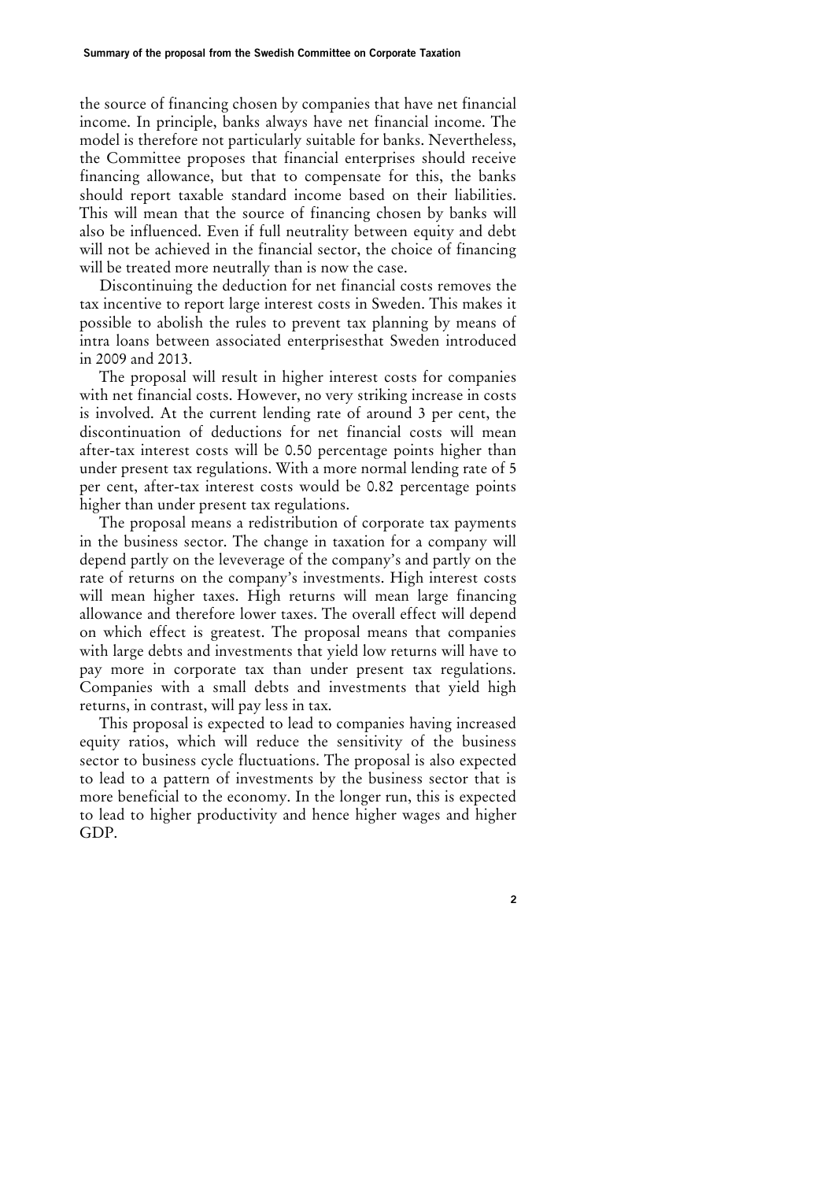the source of financing chosen by companies that have net financial income. In principle, banks always have net financial income. The model is therefore not particularly suitable for banks. Nevertheless, the Committee proposes that financial enterprises should receive financing allowance, but that to compensate for this, the banks should report taxable standard income based on their liabilities. This will mean that the source of financing chosen by banks will also be influenced. Even if full neutrality between equity and debt will not be achieved in the financial sector, the choice of financing will be treated more neutrally than is now the case.

Discontinuing the deduction for net financial costs removes the tax incentive to report large interest costs in Sweden. This makes it possible to abolish the rules to prevent tax planning by means of intra loans between associated enterprisesthat Sweden introduced in 2009 and 2013.

The proposal will result in higher interest costs for companies with net financial costs. However, no very striking increase in costs is involved. At the current lending rate of around 3 per cent, the discontinuation of deductions for net financial costs will mean after-tax interest costs will be 0.50 percentage points higher than under present tax regulations. With a more normal lending rate of 5 per cent, after-tax interest costs would be 0.82 percentage points higher than under present tax regulations.

The proposal means a redistribution of corporate tax payments in the business sector. The change in taxation for a company will depend partly on the leveverage of the company's and partly on the rate of returns on the company's investments. High interest costs will mean higher taxes. High returns will mean large financing allowance and therefore lower taxes. The overall effect will depend on which effect is greatest. The proposal means that companies with large debts and investments that yield low returns will have to pay more in corporate tax than under present tax regulations. Companies with a small debts and investments that yield high returns, in contrast, will pay less in tax.

This proposal is expected to lead to companies having increased equity ratios, which will reduce the sensitivity of the business sector to business cycle fluctuations. The proposal is also expected to lead to a pattern of investments by the business sector that is more beneficial to the economy. In the longer run, this is expected to lead to higher productivity and hence higher wages and higher GDP.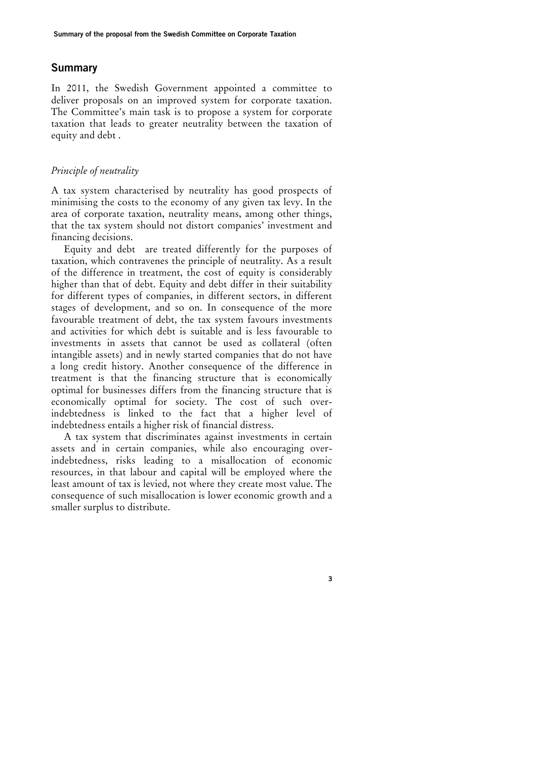## Summary

In 2011, the Swedish Government appointed a committee to deliver proposals on an improved system for corporate taxation. The Committee's main task is to propose a system for corporate taxation that leads to greater neutrality between the taxation of equity and debt .

*Principle of neutrality*

A tax system characterised by neutrality has good prospects of minimising the costs to the economy of any given tax levy. In the area of corporate taxation, neutrality means, among other things, that the tax system should not distort companies' investment and financing decisions.

Equity and debt are treated differently for the purposes of taxation, which contravenes the principle of neutrality. As a result of the difference in treatment, the cost of equity is considerably higher than that of debt. Equity and debt differ in their suitability for different types of companies, in different sectors, in different stages of development, and so on. In consequence of the more favourable treatment of debt, the tax system favours investments and activities for which debt is suitable and is less favourable to investments in assets that cannot be used as collateral (often intangible assets) and in newly started companies that do not have a long credit history. Another consequence of the difference in treatment is that the financing structure that is economically optimal for businesses differs from the financing structure that is economically optimal for society. The cost of such over-indebtedness is linked to the fact that a higher level of indebtedness entails a higher risk of financial distress.

A tax system that discriminates against investments in certain assets and in certain companies, while also encouraging over-indebtedness, risks leading to a misallocation of economic resources, in that labour and capital will be employed where the least amount of tax is levied, not where they create most value. The consequence of such misallocation is lower economic growth and a smaller surplus to distribute.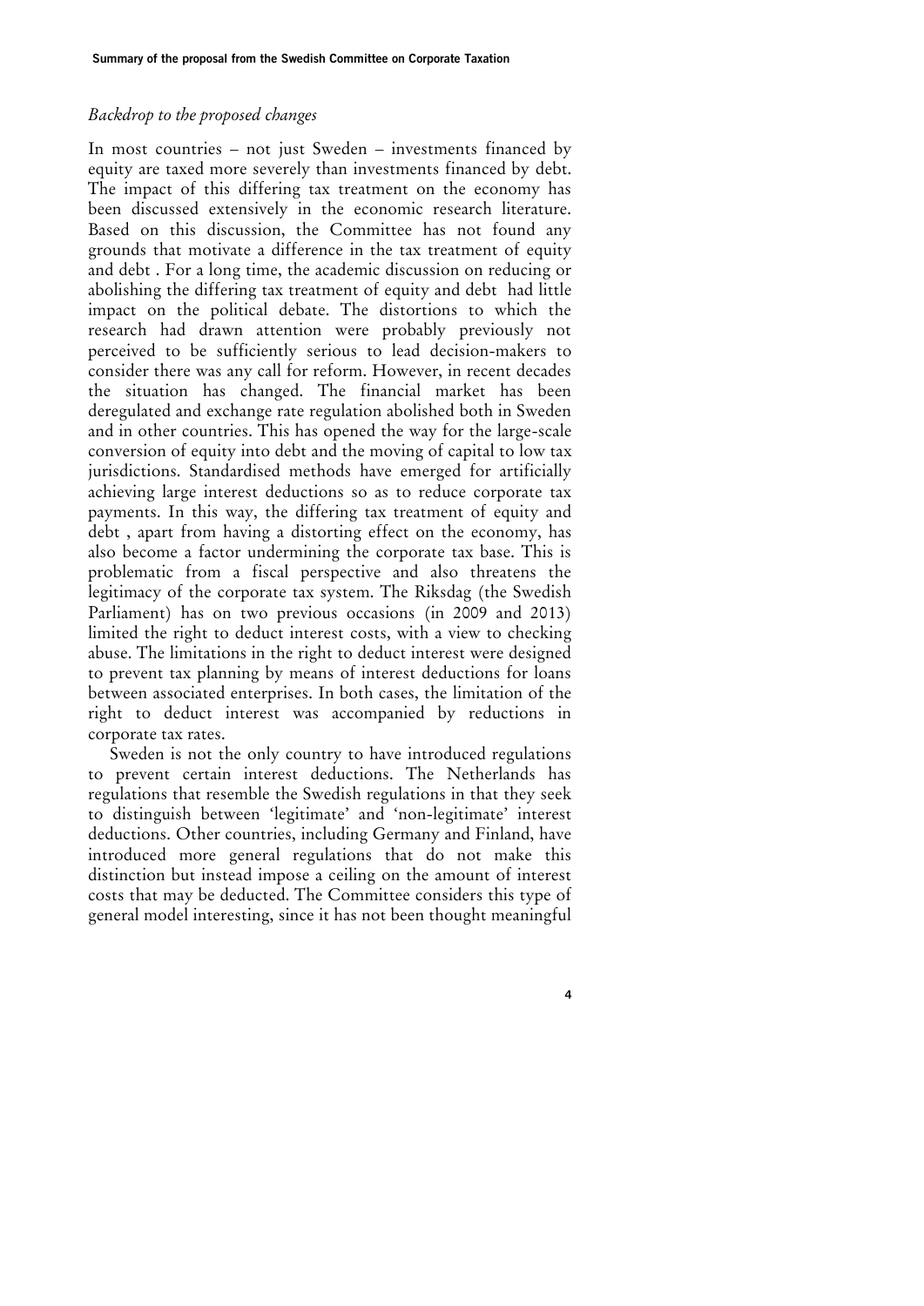*Backdrop to the proposed changes*

In most countries – not just Sweden – investments financed by equity are taxed more severely than investments financed by debt. The impact of this differing tax treatment on the economy has been discussed extensively in the economic research literature. Based on this discussion, the Committee has not found any grounds that motivate a difference in the tax treatment of equity and debt . For a long time, the academic discussion on reducing or abolishing the differing tax treatment of equity and debt had little impact on the political debate. The distortions to which the research had drawn attention were probably previously not perceived to be sufficiently serious to lead decision-makers to consider there was any call for reform. However, in recent decades the situation has changed. The financial market has been deregulated and exchange rate regulation abolished both in Sweden and in other countries. This has opened the way for the large-scale conversion of equity into debt and the moving of capital to low tax jurisdictions. Standardised methods have emerged for artificially achieving large interest deductions so as to reduce corporate tax payments. In this way, the differing tax treatment of equity and debt , apart from having a distorting effect on the economy, has also become a factor undermining the corporate tax base. This is problematic from a fiscal perspective and also threatens the legitimacy of the corporate tax system. The Riksdag (the Swedish Parliament) has on two previous occasions (in 2009 and 2013) limited the right to deduct interest costs, with a view to checking abuse. The limitations in the right to deduct interest were designed to prevent tax planning by means of interest deductions for loans between associated enterprises. In both cases, the limitation of the right to deduct interest was accompanied by reductions in corporate tax rates.

Sweden is not the only country to have introduced regulations to prevent certain interest deductions. The Netherlands has regulations that resemble the Swedish regulations in that they seek to distinguish between 'legitimate' and 'non-legitimate' interest deductions. Other countries, including Germany and Finland, have introduced more general regulations that do not make this distinction but instead impose a ceiling on the amount of interest costs that may be deducted. The Committee considers this type of general model interesting, since it has not been thought meaningful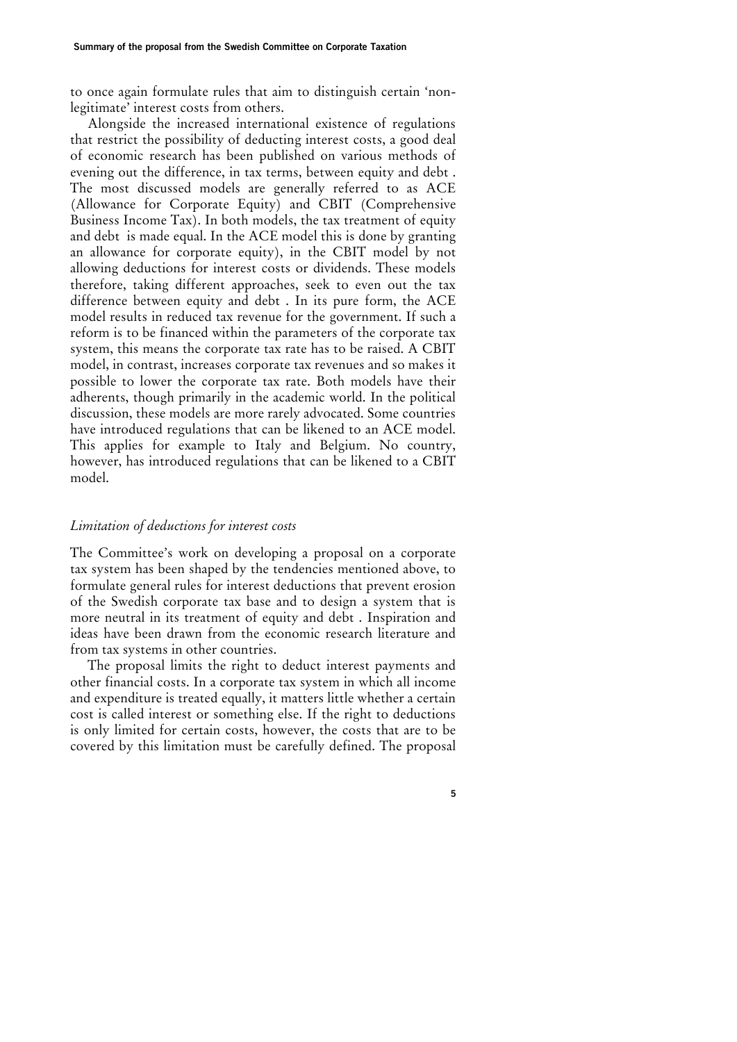to once again formulate rules that aim to distinguish certain 'non-legitimate' interest costs from others.

Alongside the increased international existence of regulations that restrict the possibility of deducting interest costs, a good deal of economic research has been published on various methods of evening out the difference, in tax terms, between equity and debt . The most discussed models are generally referred to as ACE (Allowance for Corporate Equity) and CBIT (Comprehensive Business Income Tax). In both models, the tax treatment of equity and debt is made equal. In the ACE model this is done by granting an allowance for corporate equity), in the CBIT model by not allowing deductions for interest costs or dividends. These models therefore, taking different approaches, seek to even out the tax difference between equity and debt . In its pure form, the ACE model results in reduced tax revenue for the government. If such a reform is to be financed within the parameters of the corporate tax system, this means the corporate tax rate has to be raised. A CBIT model, in contrast, increases corporate tax revenues and so makes it possible to lower the corporate tax rate. Both models have their adherents, though primarily in the academic world. In the political discussion, these models are more rarely advocated. Some countries have introduced regulations that can be likened to an ACE model. This applies for example to Italy and Belgium. No country, however, has introduced regulations that can be likened to a CBIT model.

### *Limitation of deductions for interest costs*

The Committee's work on developing a proposal on a corporate tax system has been shaped by the tendencies mentioned above, to formulate general rules for interest deductions that prevent erosion of the Swedish corporate tax base and to design a system that is more neutral in its treatment of equity and debt . Inspiration and ideas have been drawn from the economic research literature and from tax systems in other countries.

The proposal limits the right to deduct interest payments and other financial costs. In a corporate tax system in which all income and expenditure is treated equally, it matters little whether a certain cost is called interest or something else. If the right to deductions is only limited for certain costs, however, the costs that are to be covered by this limitation must be carefully defined. The proposal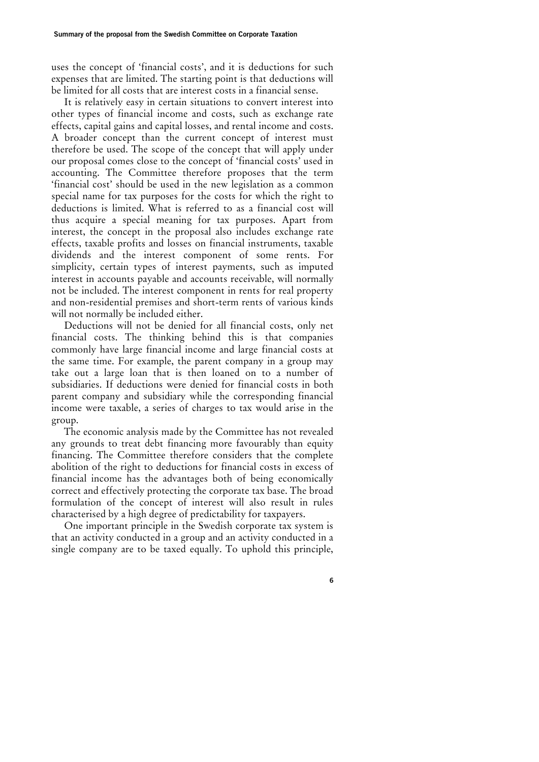uses the concept of 'financial costs', and it is deductions for such expenses that are limited. The starting point is that deductions will be limited for all costs that are interest costs in a financial sense.

It is relatively easy in certain situations to convert interest into other types of financial income and costs, such as exchange rate effects, capital gains and capital losses, and rental income and costs. A broader concept than the current concept of interest must therefore be used. The scope of the concept that will apply under our proposal comes close to the concept of 'financial costs' used in accounting. The Committee therefore proposes that the term 'financial cost' should be used in the new legislation as a common special name for tax purposes for the costs for which the right to deductions is limited. What is referred to as a financial cost will thus acquire a special meaning for tax purposes. Apart from interest, the concept in the proposal also includes exchange rate effects, taxable profits and losses on financial instruments, taxable dividends and the interest component of some rents. For simplicity, certain types of interest payments, such as imputed interest in accounts payable and accounts receivable, will normally not be included. The interest component in rents for real property and non-residential premises and short-term rents of various kinds will not normally be included either.

Deductions will not be denied for all financial costs, only net financial costs. The thinking behind this is that companies commonly have large financial income and large financial costs at the same time. For example, the parent company in a group may take out a large loan that is then loaned on to a number of subsidiaries. If deductions were denied for financial costs in both parent company and subsidiary while the corresponding financial income were taxable, a series of charges to tax would arise in the group.

The economic analysis made by the Committee has not revealed any grounds to treat debt financing more favourably than equity financing. The Committee therefore considers that the complete abolition of the right to deductions for financial costs in excess of financial income has the advantages both of being economically correct and effectively protecting the corporate tax base. The broad formulation of the concept of interest will also result in rules characterised by a high degree of predictability for taxpayers.

One important principle in the Swedish corporate tax system is that an activity conducted in a group and an activity conducted in a single company are to be taxed equally. To uphold this principle,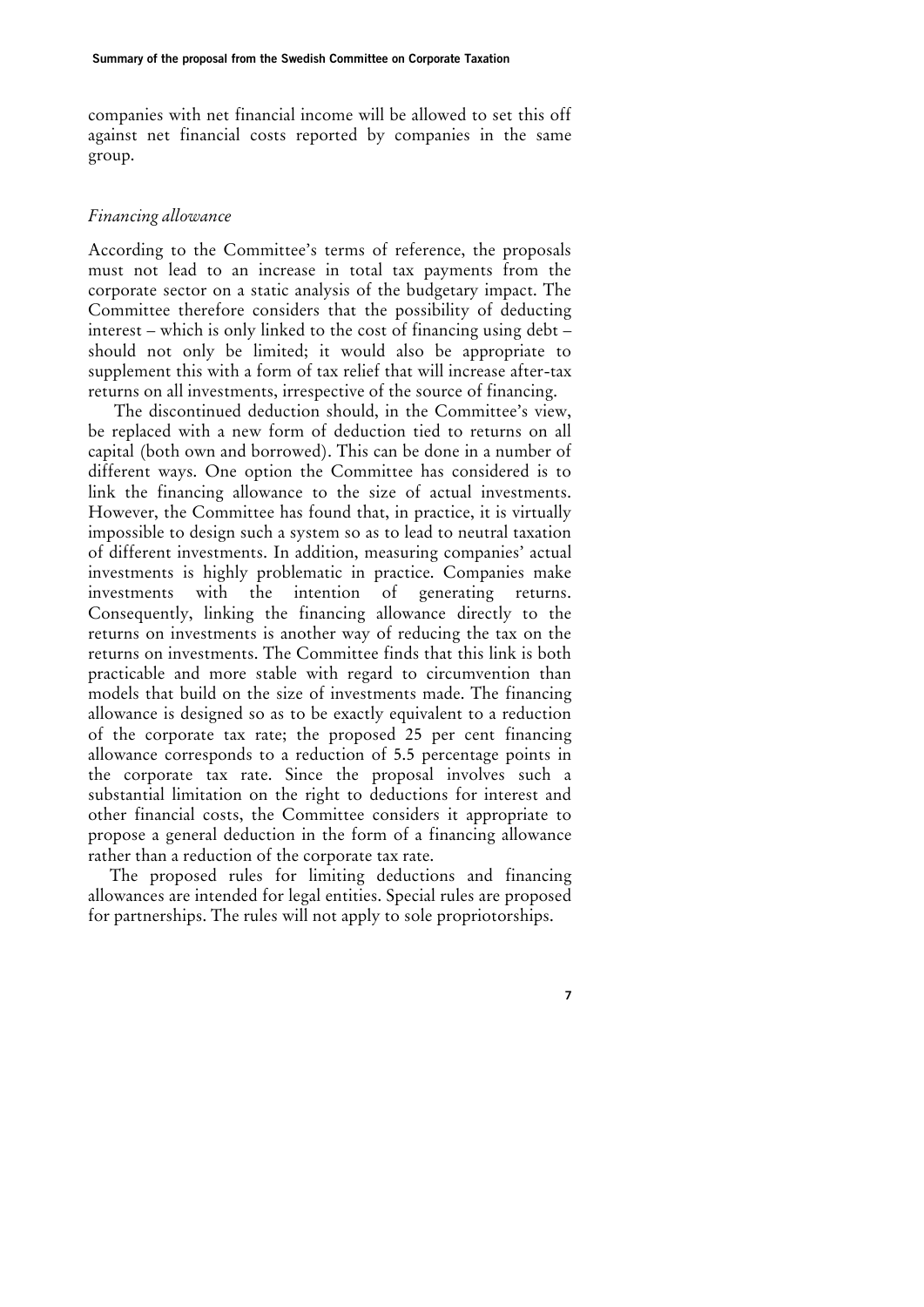companies with net financial income will be allowed to set this off against net financial costs reported by companies in the same group.

### *Financing allowance*

According to the Committee's terms of reference, the proposals must not lead to an increase in total tax payments from the corporate sector on a static analysis of the budgetary impact. The Committee therefore considers that the possibility of deducting interest – which is only linked to the cost of financing using debt – should not only be limited; it would also be appropriate to supplement this with a form of tax relief that will increase after-tax returns on all investments, irrespective of the source of financing.

The discontinued deduction should, in the Committee's view, be replaced with a new form of deduction tied to returns on all capital (both own and borrowed). This can be done in a number of different ways. One option the Committee has considered is to link the financing allowance to the size of actual investments. However, the Committee has found that, in practice, it is virtually impossible to design such a system so as to lead to neutral taxation of different investments. In addition, measuring companies' actual investments is highly problematic in practice. Companies make investments with the intention of generating returns. Consequently, linking the financing allowance directly to the returns on investments is another way of reducing the tax on the returns on investments. The Committee finds that this link is both practicable and more stable with regard to circumvention than models that build on the size of investments made. The financing allowance is designed so as to be exactly equivalent to a reduction of the corporate tax rate; the proposed 25 per cent financing allowance corresponds to a reduction of 5.5 percentage points in the corporate tax rate. Since the proposal involves such a substantial limitation on the right to deductions for interest and other financial costs, the Committee considers it appropriate to propose a general deduction in the form of a financing allowance rather than a reduction of the corporate tax rate.

The proposed rules for limiting deductions and financing allowances are intended for legal entities. Special rules are proposed for partnerships. The rules will not apply to sole propriotorships.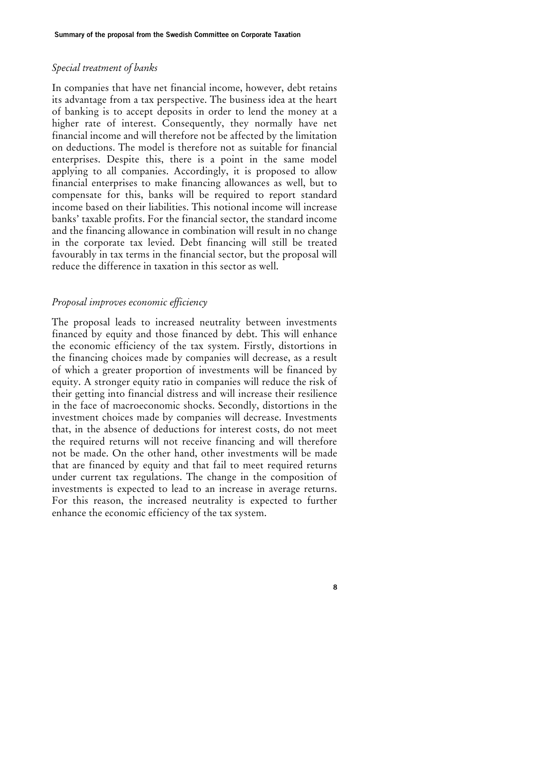*Special treatment of banks*

In companies that have net financial income, however, debt retains its advantage from a tax perspective. The business idea at the heart of banking is to accept deposits in order to lend the money at a higher rate of interest. Consequently, they normally have net financial income and will therefore not be affected by the limitation on deductions. The model is therefore not as suitable for financial enterprises. Despite this, there is a point in the same model applying to all companies. Accordingly, it is proposed to allow financial enterprises to make financing allowances as well, but to compensate for this, banks will be required to report standard income based on their liabilities. This notional income will increase banks' taxable profits. For the financial sector, the standard income and the financing allowance in combination will result in no change in the corporate tax levied. Debt financing will still be treated favourably in tax terms in the financial sector, but the proposal will reduce the difference in taxation in this sector as well.

*Proposal improves economic efficiency*

The proposal leads to increased neutrality between investments financed by equity and those financed by debt. This will enhance the economic efficiency of the tax system. Firstly, distortions in the financing choices made by companies will decrease, as a result of which a greater proportion of investments will be financed by equity. A stronger equity ratio in companies will reduce the risk of their getting into financial distress and will increase their resilience in the face of macroeconomic shocks. Secondly, distortions in the investment choices made by companies will decrease. Investments that, in the absence of deductions for interest costs, do not meet the required returns will not receive financing and will therefore not be made. On the other hand, other investments will be made that are financed by equity and that fail to meet required returns under current tax regulations. The change in the composition of investments is expected to lead to an increase in average returns. For this reason, the increased neutrality is expected to further enhance the economic efficiency of the tax system.